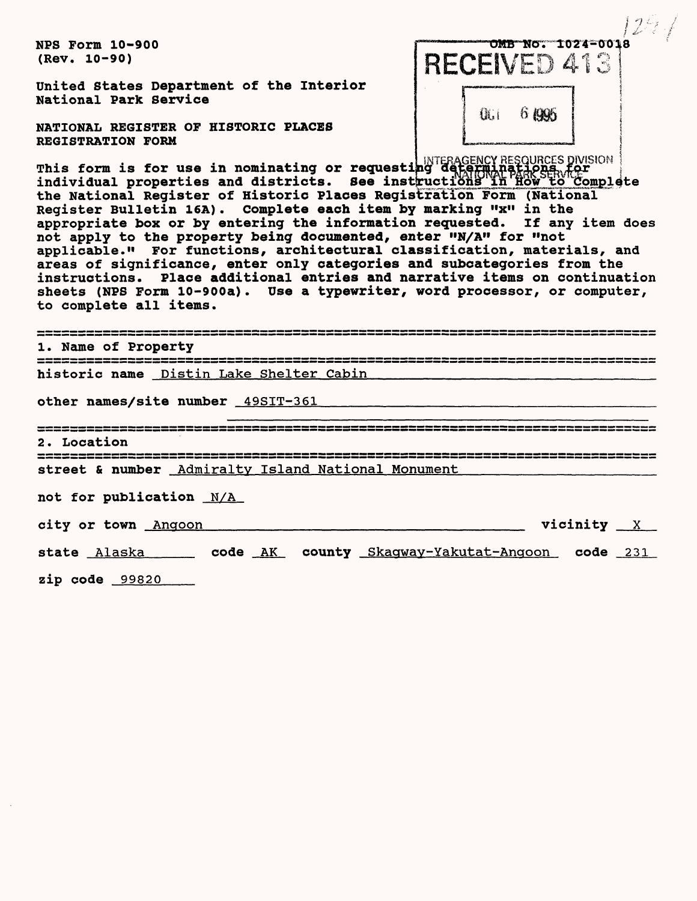NPS Form 10-900
(Rev. 10-90)

OMB No. 1024-0018

United States Department of the Interior
National Park Service

RECEIVED 413

OCT 6 1995

INTERAGENCY RESOURCES DIVISION
NATIONAL PARK SERVICE

**NATIONAL REGISTER OF HISTORIC PLACES REGISTRATION FORM**

This form is for use in nominating or requesting determinations for individual properties and districts. See instructions in How to Complete the National Register of Historic Places Registration Form (National Register Bulletin 16A). Complete each item by marking "x" in the appropriate box or by entering the information requested. If any item does not apply to the property being documented, enter "N/A" for "not applicable." For functions, architectural classification, materials, and areas of significance, enter only categories and subcategories from the instructions. Place additional entries and narrative items on continuation sheets (NPS Form 10-900a). Use a typewriter, word processor, or computer, to complete all items.

## 1. Name of Property

historic name Distin Lake Shelter Cabin

other names/site number 49SIT-361

## 2. Location

street & number Admiralty Island National Monument

not for publication N/A

city or town Angoon vicinity X

state Alaska code AK county Skagway-Yakutat-Angoon code 231

zip code 99820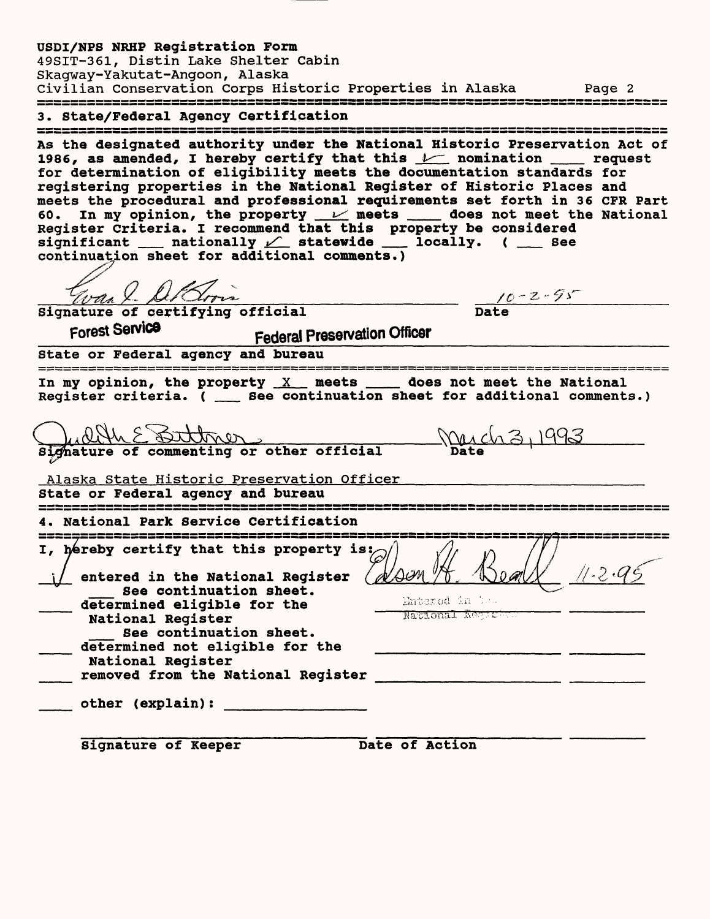USDI/NPS NRHP Registration Form
49SIT-361, Distin Lake Shelter Cabin
Skagway-Yakutat-Angoon, Alaska
Civilian Conservation Corps Historic Properties in Alaska

## 3. State/Federal Agency Certification

As the designated authority under the National Historic Preservation Act of 1986, as amended, I hereby certify that this ✓ nomination ____ request for determination of eligibility meets the documentation standards for registering properties in the National Register of Historic Places and meets the procedural and professional requirements set forth in 36 CFR Part 60. In my opinion, the property ✓ meets ____ does not meet the National Register Criteria. I recommend that this property be considered significant ___ nationally ✓ statewide ___ locally. ( ___ See continuation sheet for additional comments.)

Evan I. DeBloois — 10-2-95
Signature of certifying official — Date

Forest Service — Federal Preservation Officer
State or Federal agency and bureau

In my opinion, the property X meets ____ does not meet the National Register criteria. ( ___ See continuation sheet for additional comments.)

Judith E Bittner — March 3, 1993
Signature of commenting or other official — Date

Alaska State Historic Preservation Officer
State or Federal agency and bureau

## 4. National Park Service Certification

I, hereby certify that this property is:

✓ entered in the National Register — Edson H. Beall — 11-2-95
___ See continuation sheet. — Entered in the National Register

____ determined eligible for the National Register
___ See continuation sheet.

____ determined not eligible for the National Register

____ removed from the National Register

____ other (explain): ________________

Signature of Keeper — Date of Action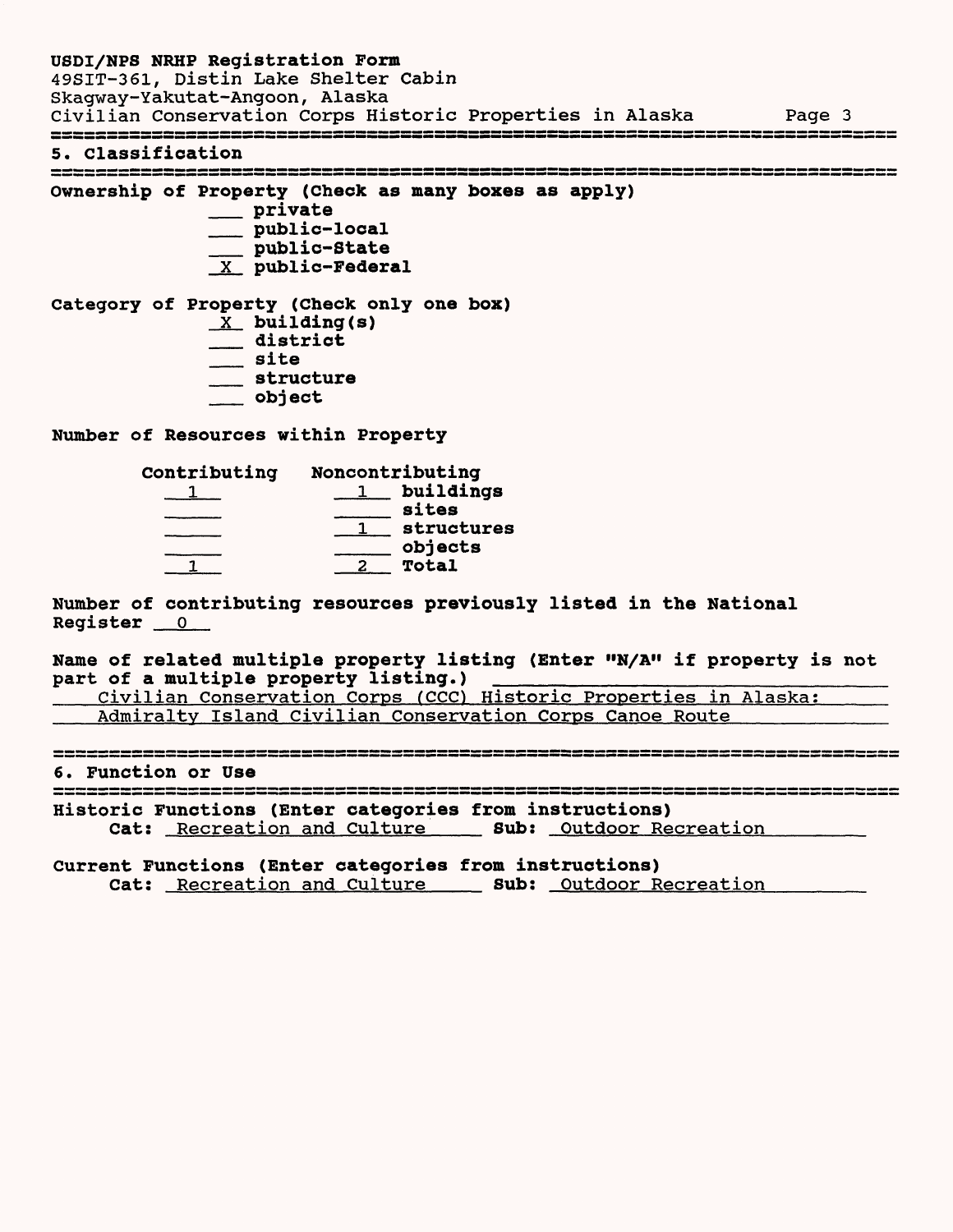## 5. Classification

**Ownership of Property (Check as many boxes as apply)**

- ___ private
- ___ public-local
- ___ public-State
- _X_ public-Federal

**Category of Property (Check only one box)**

- _X_ building(s)
- ___ district
- ___ site
- ___ structure
- ___ object

**Number of Resources within Property**

| Contributing | Noncontributing | |
|---|---|---|
| 1 | 1 | buildings |
| | | sites |
| | 1 | structures |
| | | objects |
| 1 | 2 | Total |

**Number of contributing resources previously listed in the National Register** 0

**Name of related multiple property listing (Enter "N/A" if property is not part of a multiple property listing.)**
Civilian Conservation Corps (CCC) Historic Properties in Alaska: Admiralty Island Civilian Conservation Corps Canoe Route

## 6. Function or Use

**Historic Functions (Enter categories from instructions)**
**Cat:** Recreation and Culture **Sub:** Outdoor Recreation

**Current Functions (Enter categories from instructions)**
**Cat:** Recreation and Culture **Sub:** Outdoor Recreation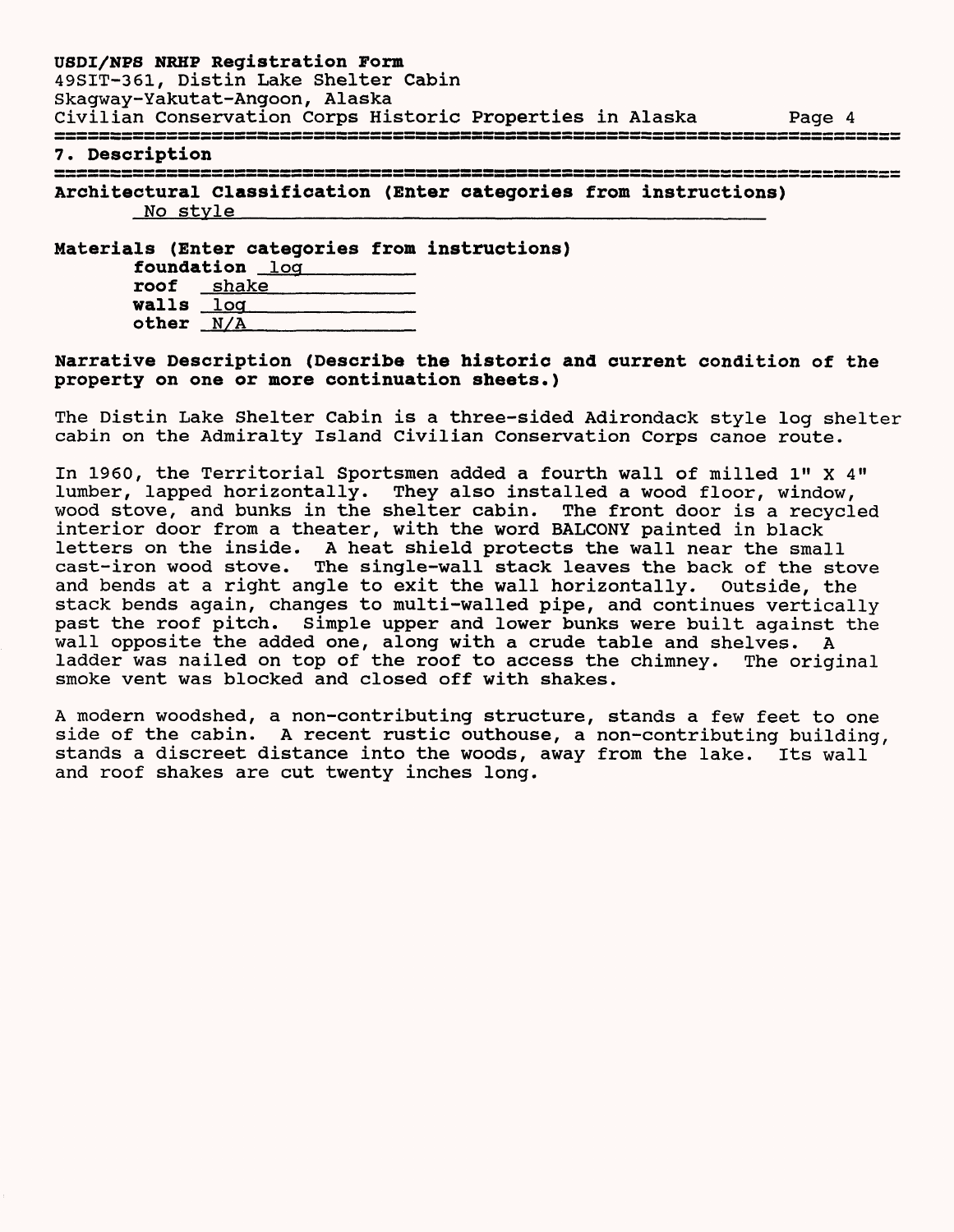## 7. Description

**Architectural Classification (Enter categories from instructions)**

No style

**Materials (Enter categories from instructions)**

**foundation** log
**roof** shake
**walls** log
**other** N/A

**Narrative Description (Describe the historic and current condition of the property on one or more continuation sheets.)**

The Distin Lake Shelter Cabin is a three-sided Adirondack style log shelter cabin on the Admiralty Island Civilian Conservation Corps canoe route.

In 1960, the Territorial Sportsmen added a fourth wall of milled 1" X 4" lumber, lapped horizontally. They also installed a wood floor, window, wood stove, and bunks in the shelter cabin. The front door is a recycled interior door from a theater, with the word BALCONY painted in black letters on the inside. A heat shield protects the wall near the small cast-iron wood stove. The single-wall stack leaves the back of the stove and bends at a right angle to exit the wall horizontally. Outside, the stack bends again, changes to multi-walled pipe, and continues vertically past the roof pitch. Simple upper and lower bunks were built against the wall opposite the added one, along with a crude table and shelves. A ladder was nailed on top of the roof to access the chimney. The original smoke vent was blocked and closed off with shakes.

A modern woodshed, a non-contributing structure, stands a few feet to one side of the cabin. A recent rustic outhouse, a non-contributing building, stands a discreet distance into the woods, away from the lake. Its wall and roof shakes are cut twenty inches long.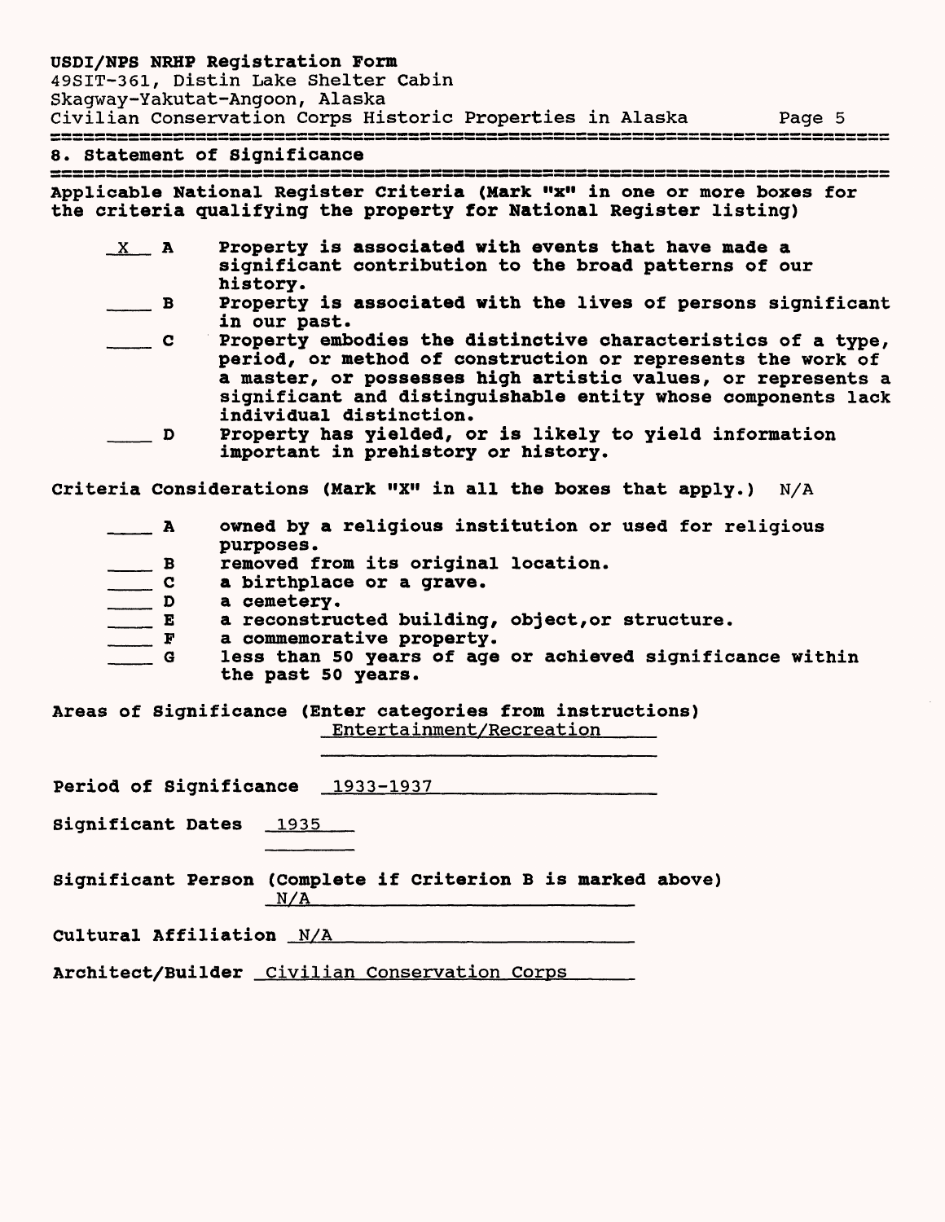## 8. Statement of Significance

**Applicable National Register Criteria (Mark "x" in one or more boxes for the criteria qualifying the property for National Register listing)**

- _X_ **A** Property is associated with events that have made a significant contribution to the broad patterns of our history.
- ____ **B** Property is associated with the lives of persons significant in our past.
- ____ **C** Property embodies the distinctive characteristics of a type, period, or method of construction or represents the work of a master, or possesses high artistic values, or represents a significant and distinguishable entity whose components lack individual distinction.
- ____ **D** Property has yielded, or is likely to yield information important in prehistory or history.

**Criteria Considerations (Mark "X" in all the boxes that apply.)** N/A

- ____ **A** owned by a religious institution or used for religious purposes.
- ____ **B** removed from its original location.
- ____ **C** a birthplace or a grave.
- ____ **D** a cemetery.
- ____ **E** a reconstructed building, object,or structure.
- ____ **F** a commemorative property.
- ____ **G** less than 50 years of age or achieved significance within the past 50 years.

**Areas of Significance (Enter categories from instructions)** Entertainment/Recreation

**Period of Significance** 1933-1937

**Significant Dates** 1935

**Significant Person (Complete if Criterion B is marked above)** N/A

**Cultural Affiliation** N/A

**Architect/Builder** Civilian Conservation Corps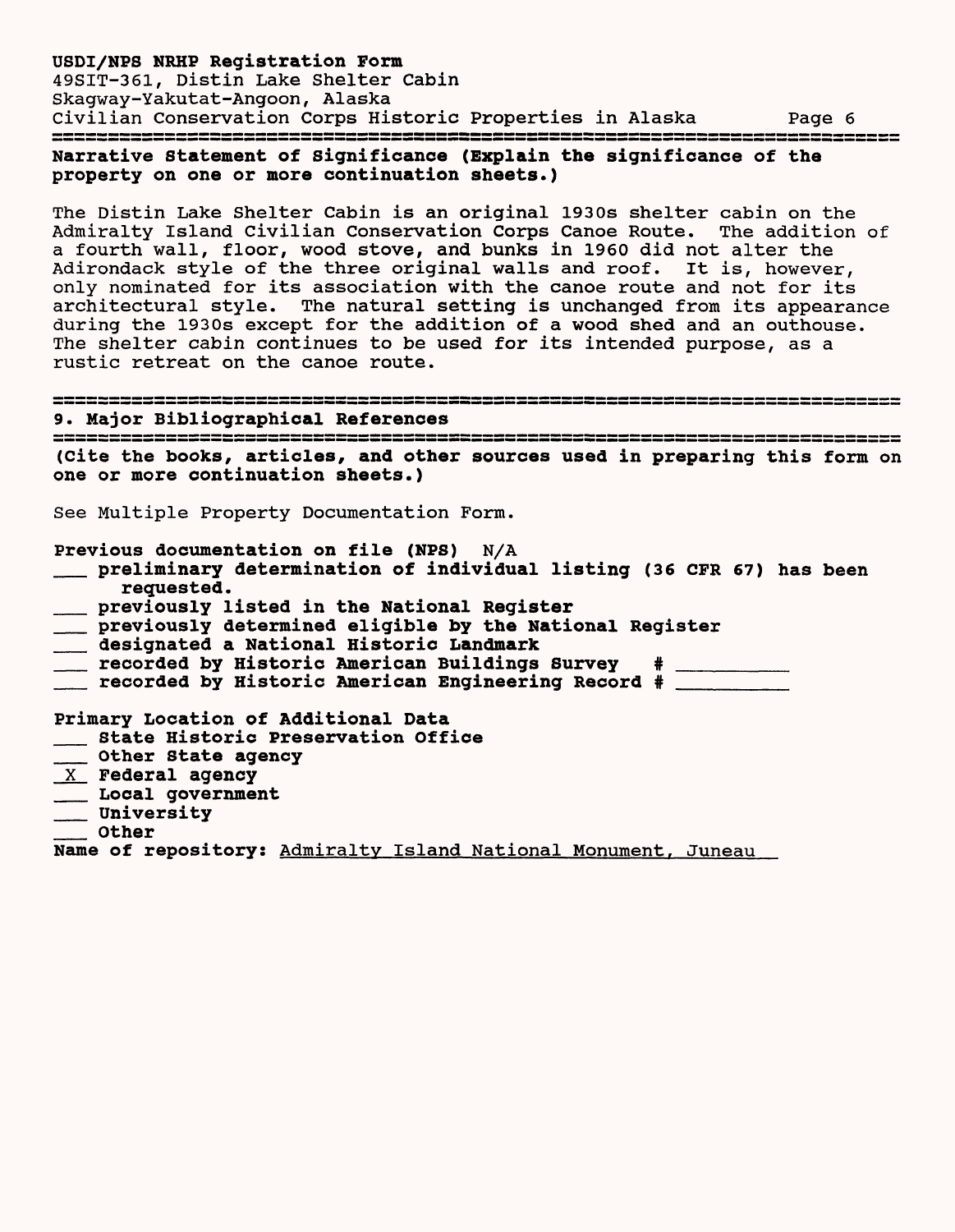**Narrative Statement of Significance (Explain the significance of the property on one or more continuation sheets.)**

The Distin Lake Shelter Cabin is an original 1930s shelter cabin on the Admiralty Island Civilian Conservation Corps Canoe Route. The addition of a fourth wall, floor, wood stove, and bunks in 1960 did not alter the Adirondack style of the three original walls and roof. It is, however, only nominated for its association with the canoe route and not for its architectural style. The natural setting is unchanged from its appearance during the 1930s except for the addition of a wood shed and an outhouse. The shelter cabin continues to be used for its intended purpose, as a rustic retreat on the canoe route.

## 9. Major Bibliographical References

**(Cite the books, articles, and other sources used in preparing this form on one or more continuation sheets.)**

See Multiple Property Documentation Form.

**Previous documentation on file (NPS)** N/A

- ___ **preliminary determination of individual listing (36 CFR 67) has been requested.**
- ___ **previously listed in the National Register**
- ___ **previously determined eligible by the National Register**
- ___ **designated a National Historic Landmark**
- ___ **recorded by Historic American Buildings Survey # ________**
- ___ **recorded by Historic American Engineering Record # ________**

**Primary Location of Additional Data**

- ___ **State Historic Preservation Office**
- ___ **Other State agency**
- _X_ **Federal agency**
- ___ **Local government**
- ___ **University**
- ___ **Other**

**Name of repository:** Admiralty Island National Monument, Juneau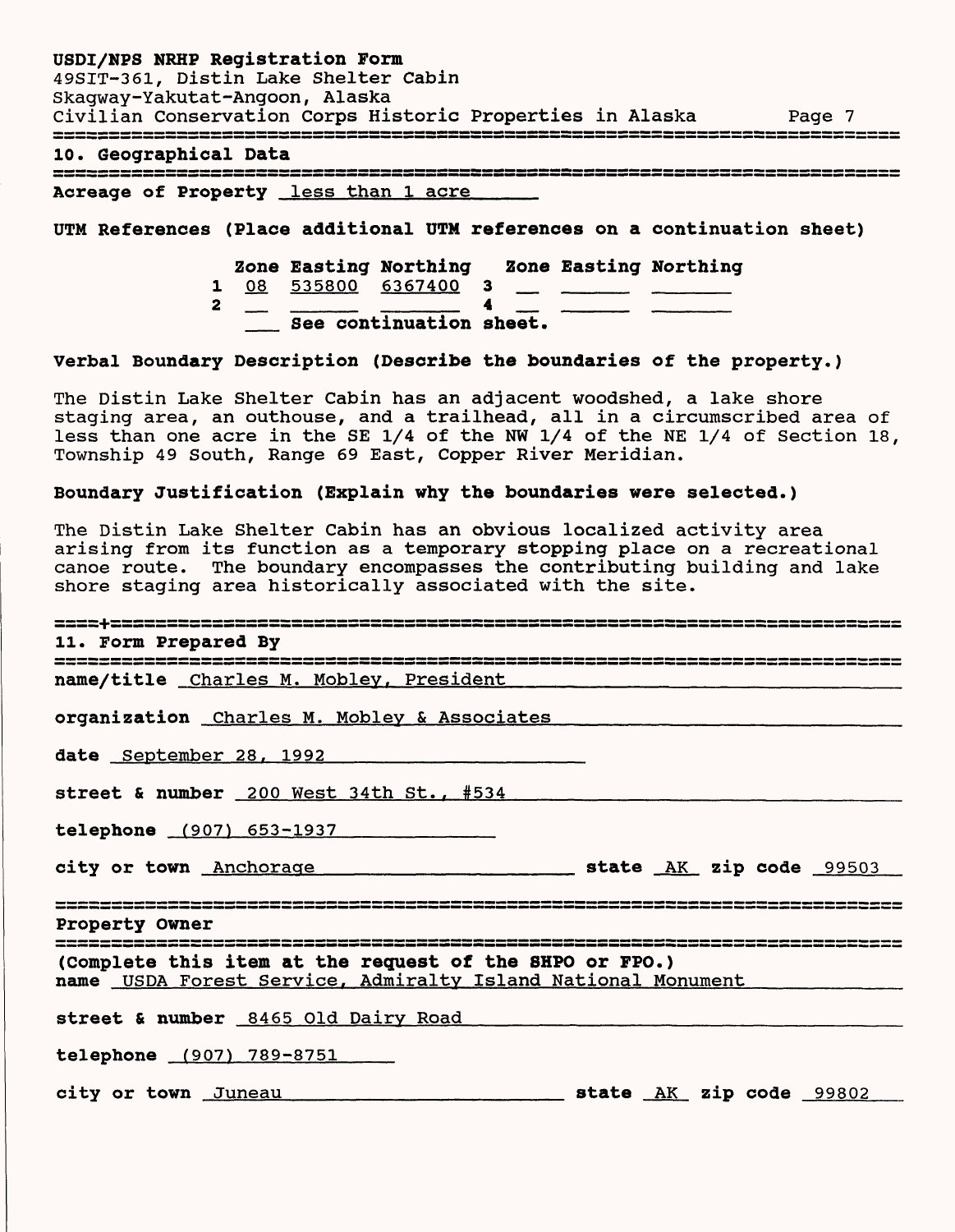## 10. Geographical Data

**Acreage of Property** less than 1 acre

**UTM References (Place additional UTM references on a continuation sheet)**

| | Zone | Easting | Northing | | Zone | Easting | Northing |
|---|---|---|---|---|---|---|---|
| 1 | 08 | 535800 | 6367400 | 3 | | | |
| 2 | | | | 4 | | | |

___ See continuation sheet.

**Verbal Boundary Description (Describe the boundaries of the property.)**

The Distin Lake Shelter Cabin has an adjacent woodshed, a lake shore staging area, an outhouse, and a trailhead, all in a circumscribed area of less than one acre in the SE 1/4 of the NW 1/4 of the NE 1/4 of Section 18, Township 49 South, Range 69 East, Copper River Meridian.

**Boundary Justification (Explain why the boundaries were selected.)**

The Distin Lake Shelter Cabin has an obvious localized activity area arising from its function as a temporary stopping place on a recreational canoe route. The boundary encompasses the contributing building and lake shore staging area historically associated with the site.

## 11. Form Prepared By

**name/title** Charles M. Mobley, President

**organization** Charles M. Mobley & Associates

**date** September 28, 1992

**street & number** 200 West 34th St., #534

**telephone** (907) 653-1937

**city or town** Anchorage **state** AK **zip code** 99503

## Property Owner

**(Complete this item at the request of the SHPO or FPO.)**

**name** USDA Forest Service, Admiralty Island National Monument

**street & number** 8465 Old Dairy Road

**telephone** (907) 789-8751

**city or town** Juneau **state** AK **zip code** 99802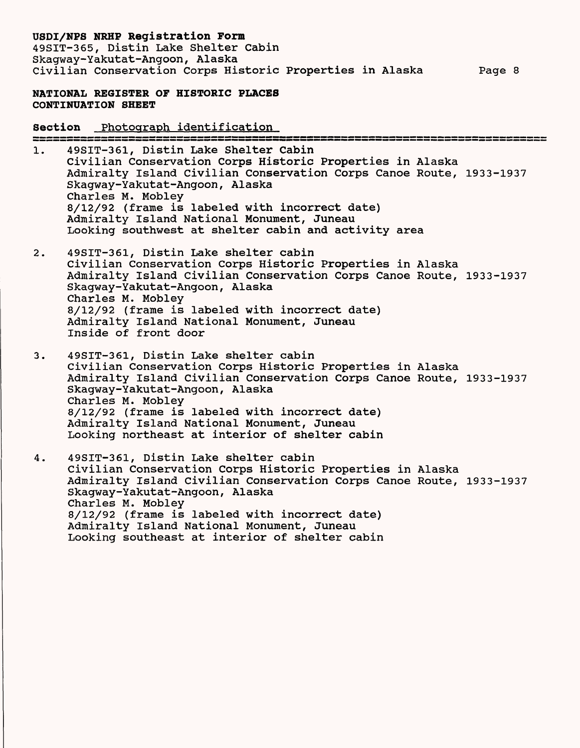**NATIONAL REGISTER OF HISTORIC PLACES**
**CONTINUATION SHEET**

**Section** Photograph identification

1. 49SIT-361, Distin Lake Shelter Cabin
   Civilian Conservation Corps Historic Properties in Alaska
   Admiralty Island Civilian Conservation Corps Canoe Route, 1933-1937
   Skagway-Yakutat-Angoon, Alaska
   Charles M. Mobley
   8/12/92 (frame is labeled with incorrect date)
   Admiralty Island National Monument, Juneau
   Looking southwest at shelter cabin and activity area

2. 49SIT-361, Distin Lake shelter cabin
   Civilian Conservation Corps Historic Properties in Alaska
   Admiralty Island Civilian Conservation Corps Canoe Route, 1933-1937
   Skagway-Yakutat-Angoon, Alaska
   Charles M. Mobley
   8/12/92 (frame is labeled with incorrect date)
   Admiralty Island National Monument, Juneau
   Inside of front door

3. 49SIT-361, Distin Lake shelter cabin
   Civilian Conservation Corps Historic Properties in Alaska
   Admiralty Island Civilian Conservation Corps Canoe Route, 1933-1937
   Skagway-Yakutat-Angoon, Alaska
   Charles M. Mobley
   8/12/92 (frame is labeled with incorrect date)
   Admiralty Island National Monument, Juneau
   Looking northeast at interior of shelter cabin

4. 49SIT-361, Distin Lake shelter cabin
   Civilian Conservation Corps Historic Properties in Alaska
   Admiralty Island Civilian Conservation Corps Canoe Route, 1933-1937
   Skagway-Yakutat-Angoon, Alaska
   Charles M. Mobley
   8/12/92 (frame is labeled with incorrect date)
   Admiralty Island National Monument, Juneau
   Looking southeast at interior of shelter cabin